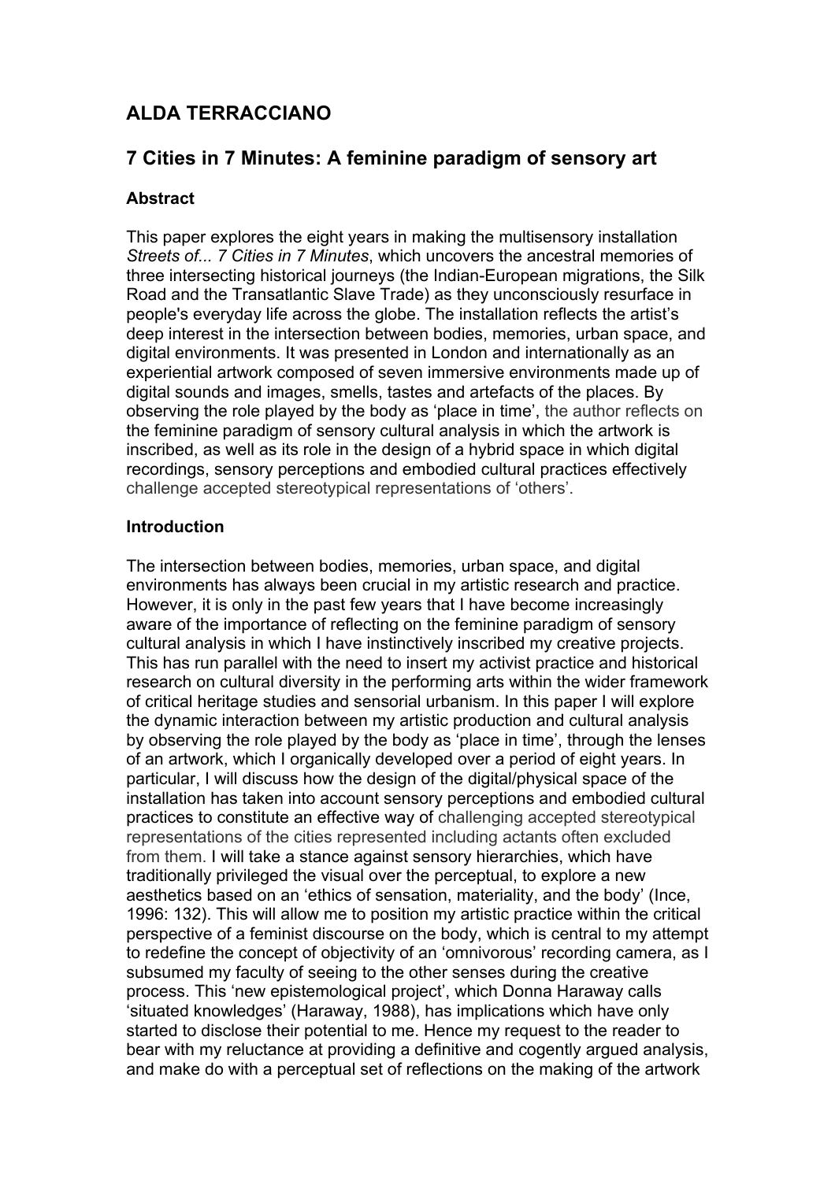# ALDA TERRACCIANO

## 7 Cities in 7 Minutes: A feminine paradigm of sensory art

### Abstract

This paper explores the eight years in making the multisensory installation *Streets of... 7 Cities in 7 Minutes*, which uncovers the ancestral memories of three intersecting historical journeys (the Indian-European migrations, the Silk Road and the Transatlantic Slave Trade) as they unconsciously resurface in people's everyday life across the globe. The installation reflects the artist's deep interest in the intersection between bodies, memories, urban space, and digital environments. It was presented in London and internationally as an experiential artwork composed of seven immersive environments made up of digital sounds and images, smells, tastes and artefacts of the places. By observing the role played by the body as 'place in time', the author reflects on the feminine paradigm of sensory cultural analysis in which the artwork is inscribed, as well as its role in the design of a hybrid space in which digital recordings, sensory perceptions and embodied cultural practices effectively challenge accepted stereotypical representations of 'others'.

### Introduction

The intersection between bodies, memories, urban space, and digital environments has always been crucial in my artistic research and practice. However, it is only in the past few years that I have become increasingly aware of the importance of reflecting on the feminine paradigm of sensory cultural analysis in which I have instinctively inscribed my creative projects. This has run parallel with the need to insert my activist practice and historical research on cultural diversity in the performing arts within the wider framework of critical heritage studies and sensorial urbanism. In this paper I will explore the dynamic interaction between my artistic production and cultural analysis by observing the role played by the body as 'place in time', through the lenses of an artwork, which I organically developed over a period of eight years. In particular, I will discuss how the design of the digital/physical space of the installation has taken into account sensory perceptions and embodied cultural practices to constitute an effective way of challenging accepted stereotypical representations of the cities represented including actants often excluded from them. I will take a stance against sensory hierarchies, which have traditionally privileged the visual over the perceptual, to explore a new aesthetics based on an 'ethics of sensation, materiality, and the body' (Ince, 1996: 132). This will allow me to position my artistic practice within the critical perspective of a feminist discourse on the body, which is central to my attempt to redefine the concept of objectivity of an 'omnivorous' recording camera, as I subsumed my faculty of seeing to the other senses during the creative process. This 'new epistemological project', which Donna Haraway calls 'situated knowledges' (Haraway, 1988), has implications which have only started to disclose their potential to me. Hence my request to the reader to bear with my reluctance at providing a definitive and cogently argued analysis, and make do with a perceptual set of reflections on the making of the artwork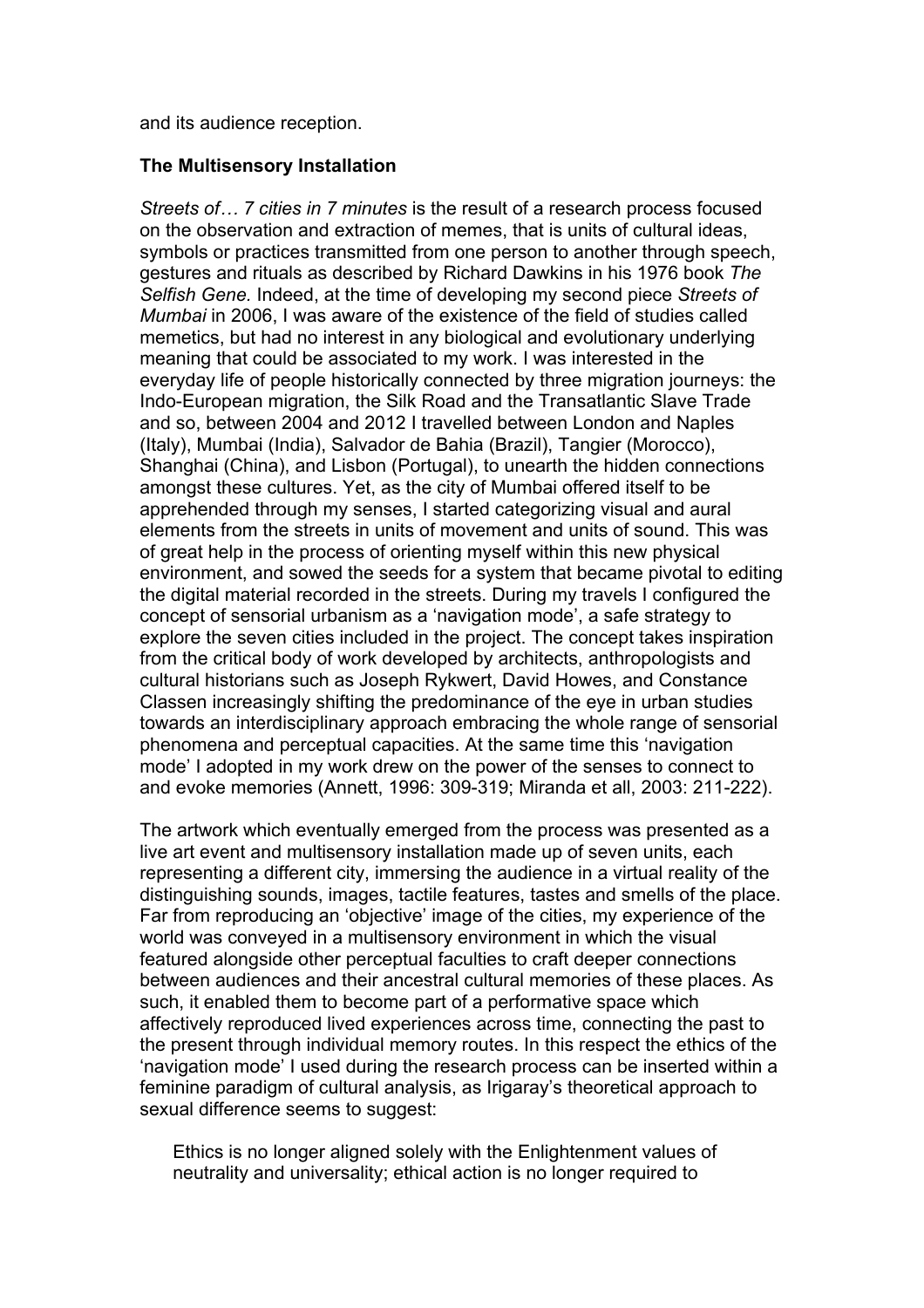and its audience reception.

**The Multisensory Installation**

*Streets of… 7 cities in 7 minutes* is the result of a research process focused on the observation and extraction of memes, that is units of cultural ideas, symbols or practices transmitted from one person to another through speech, gestures and rituals as described by Richard Dawkins in his 1976 book *The Selfish Gene.* Indeed, at the time of developing my second piece *Streets of Mumbai* in 2006, I was aware of the existence of the field of studies called memetics, but had no interest in any biological and evolutionary underlying meaning that could be associated to my work. I was interested in the everyday life of people historically connected by three migration journeys: the Indo-European migration, the Silk Road and the Transatlantic Slave Trade and so, between 2004 and 2012 I travelled between London and Naples (Italy), Mumbai (India), Salvador de Bahia (Brazil), Tangier (Morocco), Shanghai (China), and Lisbon (Portugal), to unearth the hidden connections amongst these cultures. Yet, as the city of Mumbai offered itself to be apprehended through my senses, I started categorizing visual and aural elements from the streets in units of movement and units of sound. This was of great help in the process of orienting myself within this new physical environment, and sowed the seeds for a system that became pivotal to editing the digital material recorded in the streets. During my travels I configured the concept of sensorial urbanism as a 'navigation mode', a safe strategy to explore the seven cities included in the project. The concept takes inspiration from the critical body of work developed by architects, anthropologists and cultural historians such as Joseph Rykwert, David Howes, and Constance Classen increasingly shifting the predominance of the eye in urban studies towards an interdisciplinary approach embracing the whole range of sensorial phenomena and perceptual capacities. At the same time this 'navigation mode' I adopted in my work drew on the power of the senses to connect to and evoke memories (Annett, 1996: 309-319; Miranda et all, 2003: 211-222).

The artwork which eventually emerged from the process was presented as a live art event and multisensory installation made up of seven units, each representing a different city, immersing the audience in a virtual reality of the distinguishing sounds, images, tactile features, tastes and smells of the place. Far from reproducing an 'objective' image of the cities, my experience of the world was conveyed in a multisensory environment in which the visual featured alongside other perceptual faculties to craft deeper connections between audiences and their ancestral cultural memories of these places. As such, it enabled them to become part of a performative space which affectively reproduced lived experiences across time, connecting the past to the present through individual memory routes. In this respect the ethics of the 'navigation mode' I used during the research process can be inserted within a feminine paradigm of cultural analysis, as Irigaray's theoretical approach to sexual difference seems to suggest:

> Ethics is no longer aligned solely with the Enlightenment values of neutrality and universality; ethical action is no longer required to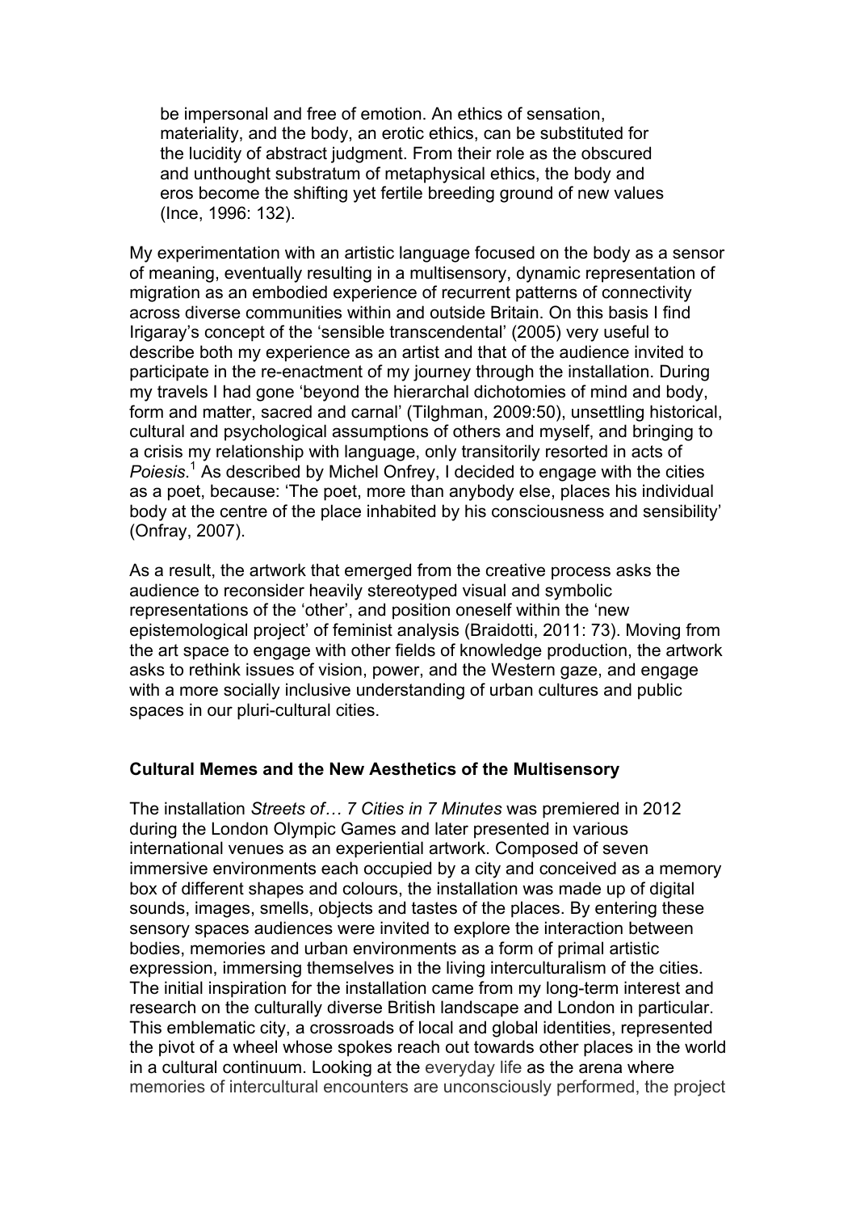> be impersonal and free of emotion. An ethics of sensation, materiality, and the body, an erotic ethics, can be substituted for the lucidity of abstract judgment. From their role as the obscured and unthought substratum of metaphysical ethics, the body and eros become the shifting yet fertile breeding ground of new values (Ince, 1996: 132).

My experimentation with an artistic language focused on the body as a sensor of meaning, eventually resulting in a multisensory, dynamic representation of migration as an embodied experience of recurrent patterns of connectivity across diverse communities within and outside Britain. On this basis I find Irigaray's concept of the 'sensible transcendental' (2005) very useful to describe both my experience as an artist and that of the audience invited to participate in the re-enactment of my journey through the installation. During my travels I had gone 'beyond the hierarchal dichotomies of mind and body, form and matter, sacred and carnal' (Tilghman, 2009:50), unsettling historical, cultural and psychological assumptions of others and myself, and bringing to a crisis my relationship with language, only transitorily resorted in acts of *Poiesis*.[1] As described by Michel Onfrey, I decided to engage with the cities as a poet, because: 'The poet, more than anybody else, places his individual body at the centre of the place inhabited by his consciousness and sensibility' (Onfray, 2007).

As a result, the artwork that emerged from the creative process asks the audience to reconsider heavily stereotyped visual and symbolic representations of the 'other', and position oneself within the 'new epistemological project' of feminist analysis (Braidotti, 2011: 73). Moving from the art space to engage with other fields of knowledge production, the artwork asks to rethink issues of vision, power, and the Western gaze, and engage with a more socially inclusive understanding of urban cultures and public spaces in our pluri-cultural cities.

## Cultural Memes and the New Aesthetics of the Multisensory

The installation *Streets of… 7 Cities in 7 Minutes* was premiered in 2012 during the London Olympic Games and later presented in various international venues as an experiential artwork. Composed of seven immersive environments each occupied by a city and conceived as a memory box of different shapes and colours, the installation was made up of digital sounds, images, smells, objects and tastes of the places. By entering these sensory spaces audiences were invited to explore the interaction between bodies, memories and urban environments as a form of primal artistic expression, immersing themselves in the living interculturalism of the cities. The initial inspiration for the installation came from my long-term interest and research on the culturally diverse British landscape and London in particular. This emblematic city, a crossroads of local and global identities, represented the pivot of a wheel whose spokes reach out towards other places in the world in a cultural continuum. Looking at the everyday life as the arena where memories of intercultural encounters are unconsciously performed, the project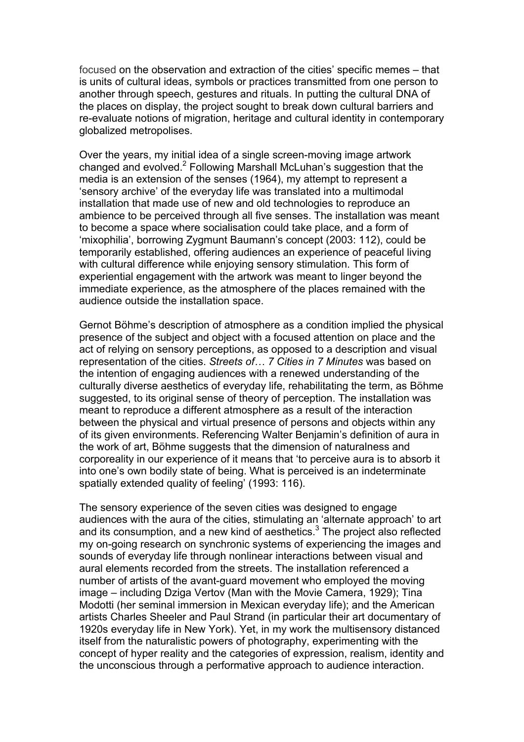focused on the observation and extraction of the cities' specific memes – that is units of cultural ideas, symbols or practices transmitted from one person to another through speech, gestures and rituals. In putting the cultural DNA of the places on display, the project sought to break down cultural barriers and re-evaluate notions of migration, heritage and cultural identity in contemporary globalized metropolises.

Over the years, my initial idea of a single screen-moving image artwork changed and evolved.[2] Following Marshall McLuhan's suggestion that the media is an extension of the senses (1964), my attempt to represent a 'sensory archive' of the everyday life was translated into a multimodal installation that made use of new and old technologies to reproduce an ambience to be perceived through all five senses. The installation was meant to become a space where socialisation could take place, and a form of 'mixophilia', borrowing Zygmunt Baumann's concept (2003: 112), could be temporarily established, offering audiences an experience of peaceful living with cultural difference while enjoying sensory stimulation. This form of experiential engagement with the artwork was meant to linger beyond the immediate experience, as the atmosphere of the places remained with the audience outside the installation space.

Gernot Böhme's description of atmosphere as a condition implied the physical presence of the subject and object with a focused attention on place and the act of relying on sensory perceptions, as opposed to a description and visual representation of the cities. *Streets of… 7 Cities in 7 Minutes* was based on the intention of engaging audiences with a renewed understanding of the culturally diverse aesthetics of everyday life, rehabilitating the term, as Böhme suggested, to its original sense of theory of perception. The installation was meant to reproduce a different atmosphere as a result of the interaction between the physical and virtual presence of persons and objects within any of its given environments. Referencing Walter Benjamin's definition of aura in the work of art, Böhme suggests that the dimension of naturalness and corporeality in our experience of it means that 'to perceive aura is to absorb it into one's own bodily state of being. What is perceived is an indeterminate spatially extended quality of feeling' (1993: 116).

The sensory experience of the seven cities was designed to engage audiences with the aura of the cities, stimulating an 'alternate approach' to art and its consumption, and a new kind of aesthetics.[3] The project also reflected my on-going research on synchronic systems of experiencing the images and sounds of everyday life through nonlinear interactions between visual and aural elements recorded from the streets. The installation referenced a number of artists of the avant-guard movement who employed the moving image – including Dziga Vertov (Man with the Movie Camera, 1929); Tina Modotti (her seminal immersion in Mexican everyday life); and the American artists Charles Sheeler and Paul Strand (in particular their art documentary of 1920s everyday life in New York). Yet, in my work the multisensory distanced itself from the naturalistic powers of photography, experimenting with the concept of hyper reality and the categories of expression, realism, identity and the unconscious through a performative approach to audience interaction.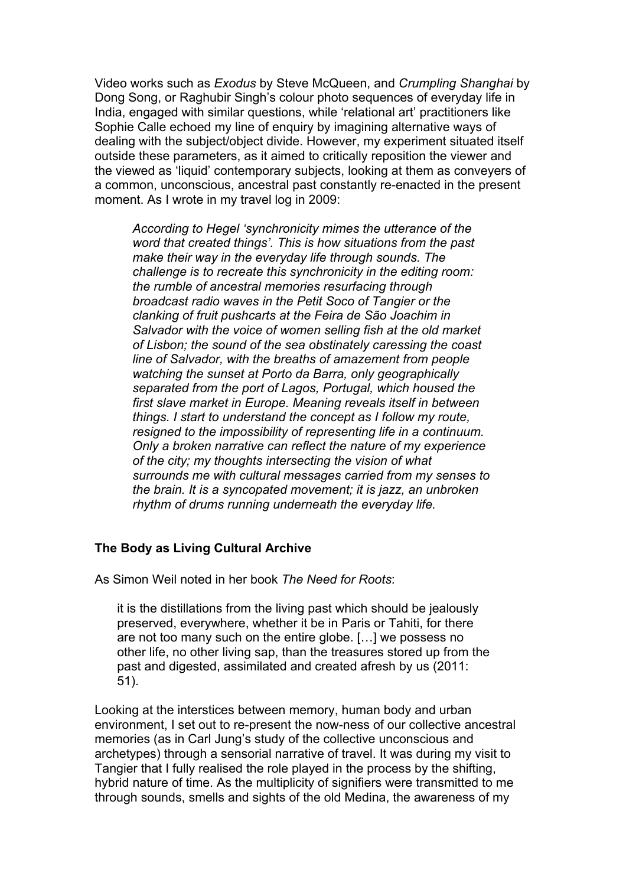Video works such as *Exodus* by Steve McQueen, and *Crumpling Shanghai* by Dong Song, or Raghubir Singh's colour photo sequences of everyday life in India, engaged with similar questions, while 'relational art' practitioners like Sophie Calle echoed my line of enquiry by imagining alternative ways of dealing with the subject/object divide. However, my experiment situated itself outside these parameters, as it aimed to critically reposition the viewer and the viewed as 'liquid' contemporary subjects, looking at them as conveyers of a common, unconscious, ancestral past constantly re-enacted in the present moment. As I wrote in my travel log in 2009:

> *According to Hegel 'synchronicity mimes the utterance of the word that created things'. This is how situations from the past make their way in the everyday life through sounds. The challenge is to recreate this synchronicity in the editing room: the rumble of ancestral memories resurfacing through broadcast radio waves in the Petit Soco of Tangier or the clanking of fruit pushcarts at the Feira de São Joachim in Salvador with the voice of women selling fish at the old market of Lisbon; the sound of the sea obstinately caressing the coast line of Salvador, with the breaths of amazement from people watching the sunset at Porto da Barra, only geographically separated from the port of Lagos, Portugal, which housed the first slave market in Europe. Meaning reveals itself in between things. I start to understand the concept as I follow my route, resigned to the impossibility of representing life in a continuum. Only a broken narrative can reflect the nature of my experience of the city; my thoughts intersecting the vision of what surrounds me with cultural messages carried from my senses to the brain. It is a syncopated movement; it is jazz, an unbroken rhythm of drums running underneath the everyday life.*

### The Body as Living Cultural Archive

As Simon Weil noted in her book *The Need for Roots*:

> it is the distillations from the living past which should be jealously preserved, everywhere, whether it be in Paris or Tahiti, for there are not too many such on the entire globe. […] we possess no other life, no other living sap, than the treasures stored up from the past and digested, assimilated and created afresh by us (2011: 51).

Looking at the interstices between memory, human body and urban environment, I set out to re-present the now-ness of our collective ancestral memories (as in Carl Jung's study of the collective unconscious and archetypes) through a sensorial narrative of travel. It was during my visit to Tangier that I fully realised the role played in the process by the shifting, hybrid nature of time. As the multiplicity of signifiers were transmitted to me through sounds, smells and sights of the old Medina, the awareness of my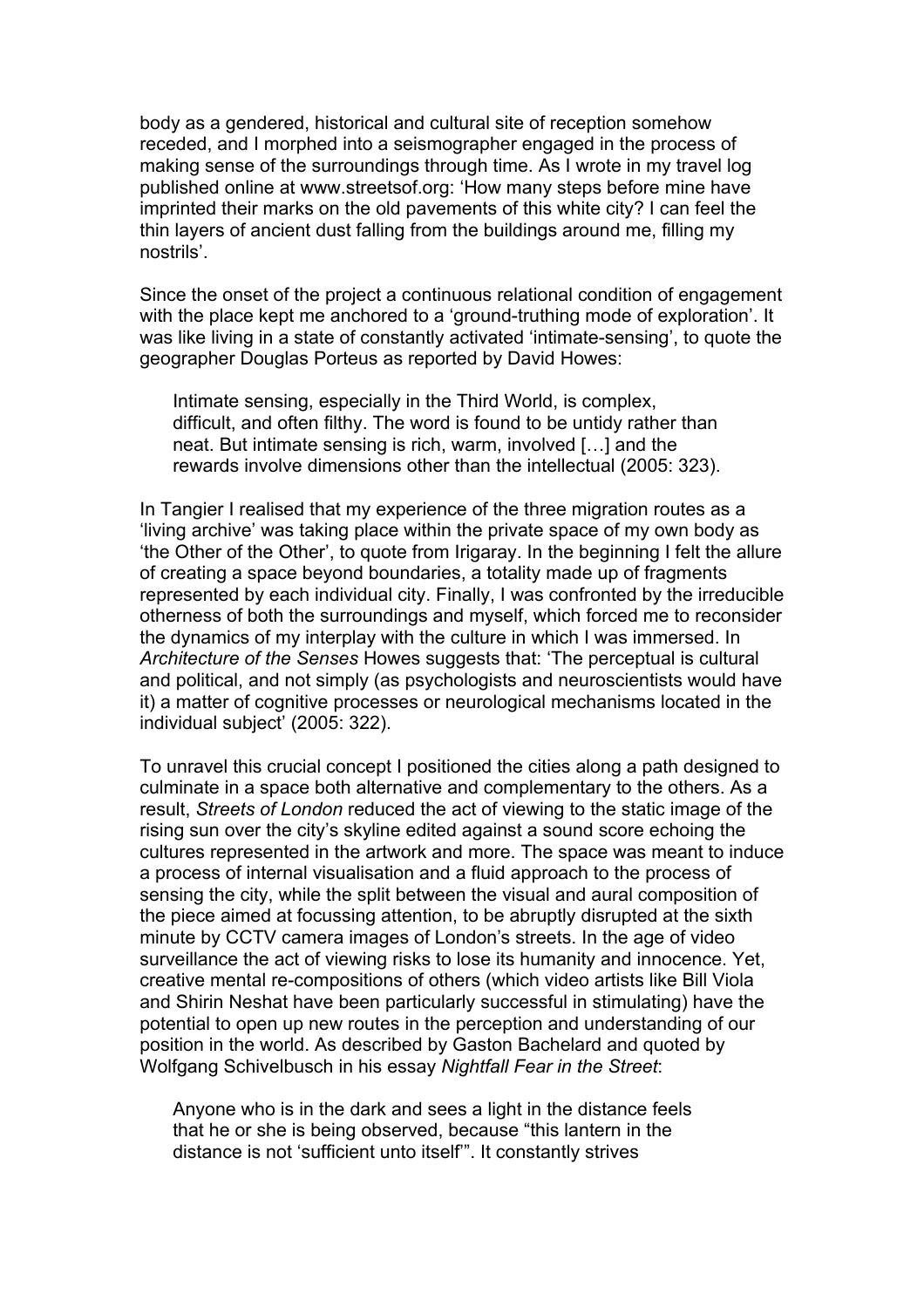body as a gendered, historical and cultural site of reception somehow receded, and I morphed into a seismographer engaged in the process of making sense of the surroundings through time. As I wrote in my travel log published online at www.streetsof.org: 'How many steps before mine have imprinted their marks on the old pavements of this white city? I can feel the thin layers of ancient dust falling from the buildings around me, filling my nostrils'.

Since the onset of the project a continuous relational condition of engagement with the place kept me anchored to a 'ground-truthing mode of exploration'. It was like living in a state of constantly activated 'intimate-sensing', to quote the geographer Douglas Porteus as reported by David Howes:

> Intimate sensing, especially in the Third World, is complex, difficult, and often filthy. The word is found to be untidy rather than neat. But intimate sensing is rich, warm, involved […] and the rewards involve dimensions other than the intellectual (2005: 323).

In Tangier I realised that my experience of the three migration routes as a 'living archive' was taking place within the private space of my own body as 'the Other of the Other', to quote from Irigaray. In the beginning I felt the allure of creating a space beyond boundaries, a totality made up of fragments represented by each individual city. Finally, I was confronted by the irreducible otherness of both the surroundings and myself, which forced me to reconsider the dynamics of my interplay with the culture in which I was immersed. In *Architecture of the Senses* Howes suggests that: 'The perceptual is cultural and political, and not simply (as psychologists and neuroscientists would have it) a matter of cognitive processes or neurological mechanisms located in the individual subject' (2005: 322).

To unravel this crucial concept I positioned the cities along a path designed to culminate in a space both alternative and complementary to the others. As a result, *Streets of London* reduced the act of viewing to the static image of the rising sun over the city's skyline edited against a sound score echoing the cultures represented in the artwork and more. The space was meant to induce a process of internal visualisation and a fluid approach to the process of sensing the city, while the split between the visual and aural composition of the piece aimed at focussing attention, to be abruptly disrupted at the sixth minute by CCTV camera images of London's streets. In the age of video surveillance the act of viewing risks to lose its humanity and innocence. Yet, creative mental re-compositions of others (which video artists like Bill Viola and Shirin Neshat have been particularly successful in stimulating) have the potential to open up new routes in the perception and understanding of our position in the world. As described by Gaston Bachelard and quoted by Wolfgang Schivelbusch in his essay *Nightfall Fear in the Street*:

> Anyone who is in the dark and sees a light in the distance feels that he or she is being observed, because "this lantern in the distance is not 'sufficient unto itself'". It constantly strives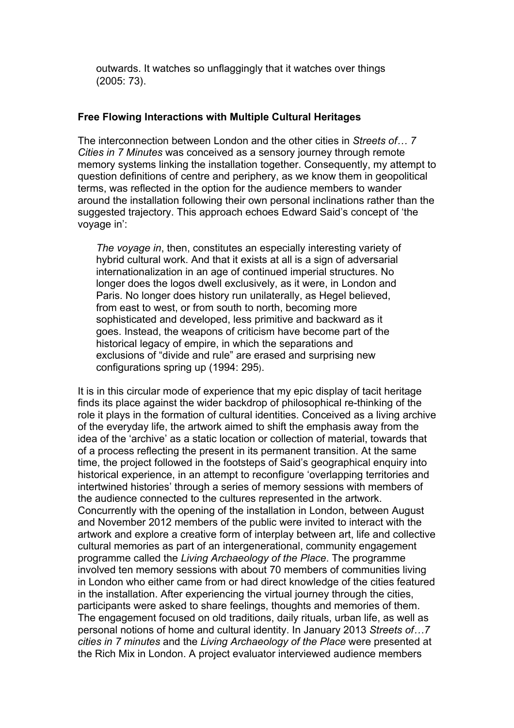> outwards. It watches so unflaggingly that it watches over things (2005: 73).

**Free Flowing Interactions with Multiple Cultural Heritages**

The interconnection between London and the other cities in *Streets of… 7 Cities in 7 Minutes* was conceived as a sensory journey through remote memory systems linking the installation together. Consequently, my attempt to question definitions of centre and periphery, as we know them in geopolitical terms, was reflected in the option for the audience members to wander around the installation following their own personal inclinations rather than the suggested trajectory. This approach echoes Edward Said's concept of 'the voyage in':

> *The voyage in*, then, constitutes an especially interesting variety of hybrid cultural work. And that it exists at all is a sign of adversarial internationalization in an age of continued imperial structures. No longer does the logos dwell exclusively, as it were, in London and Paris. No longer does history run unilaterally, as Hegel believed, from east to west, or from south to north, becoming more sophisticated and developed, less primitive and backward as it goes. Instead, the weapons of criticism have become part of the historical legacy of empire, in which the separations and exclusions of "divide and rule" are erased and surprising new configurations spring up (1994: 295).

It is in this circular mode of experience that my epic display of tacit heritage finds its place against the wider backdrop of philosophical re-thinking of the role it plays in the formation of cultural identities. Conceived as a living archive of the everyday life, the artwork aimed to shift the emphasis away from the idea of the 'archive' as a static location or collection of material, towards that of a process reflecting the present in its permanent transition. At the same time, the project followed in the footsteps of Said's geographical enquiry into historical experience, in an attempt to reconfigure 'overlapping territories and intertwined histories' through a series of memory sessions with members of the audience connected to the cultures represented in the artwork. Concurrently with the opening of the installation in London, between August and November 2012 members of the public were invited to interact with the artwork and explore a creative form of interplay between art, life and collective cultural memories as part of an intergenerational, community engagement programme called the *Living Archaeology of the Place*. The programme involved ten memory sessions with about 70 members of communities living in London who either came from or had direct knowledge of the cities featured in the installation. After experiencing the virtual journey through the cities, participants were asked to share feelings, thoughts and memories of them. The engagement focused on old traditions, daily rituals, urban life, as well as personal notions of home and cultural identity. In January 2013 *Streets of…7 cities in 7 minutes* and the *Living Archaeology of the Place* were presented at the Rich Mix in London. A project evaluator interviewed audience members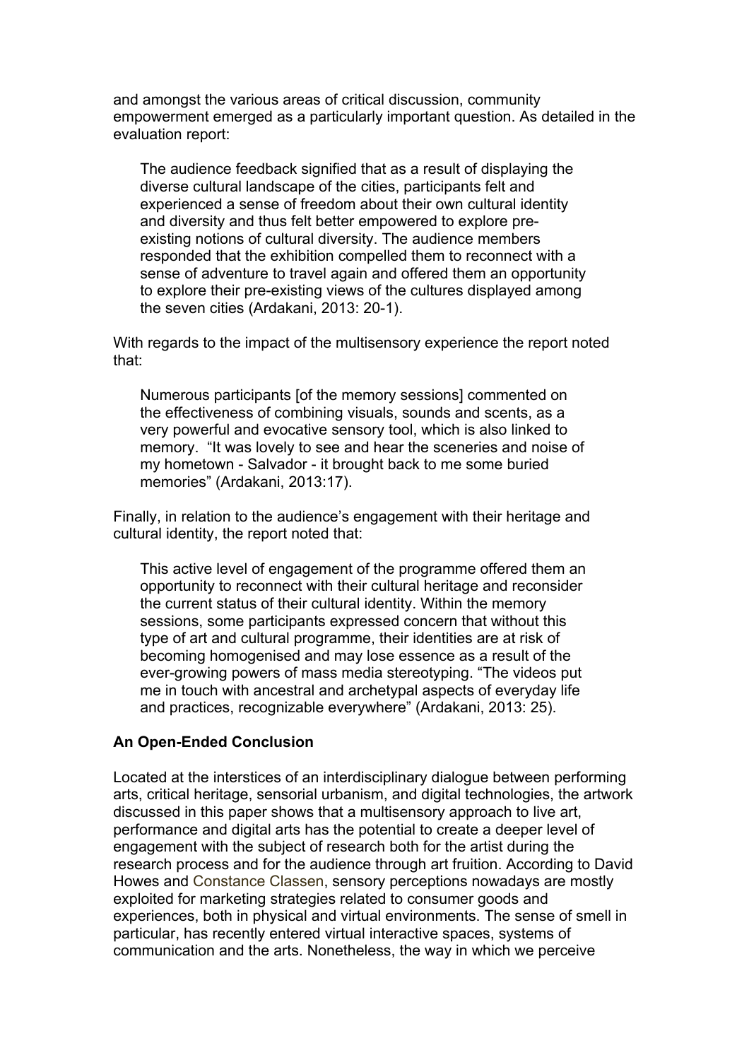and amongst the various areas of critical discussion, community empowerment emerged as a particularly important question. As detailed in the evaluation report:

> The audience feedback signified that as a result of displaying the diverse cultural landscape of the cities, participants felt and experienced a sense of freedom about their own cultural identity and diversity and thus felt better empowered to explore pre-existing notions of cultural diversity. The audience members responded that the exhibition compelled them to reconnect with a sense of adventure to travel again and offered them an opportunity to explore their pre-existing views of the cultures displayed among the seven cities (Ardakani, 2013: 20-1).

With regards to the impact of the multisensory experience the report noted that:

> Numerous participants [of the memory sessions] commented on the effectiveness of combining visuals, sounds and scents, as a very powerful and evocative sensory tool, which is also linked to memory. "It was lovely to see and hear the sceneries and noise of my hometown - Salvador - it brought back to me some buried memories" (Ardakani, 2013:17).

Finally, in relation to the audience's engagement with their heritage and cultural identity, the report noted that:

> This active level of engagement of the programme offered them an opportunity to reconnect with their cultural heritage and reconsider the current status of their cultural identity. Within the memory sessions, some participants expressed concern that without this type of art and cultural programme, their identities are at risk of becoming homogenised and may lose essence as a result of the ever-growing powers of mass media stereotyping. "The videos put me in touch with ancestral and archetypal aspects of everyday life and practices, recognizable everywhere" (Ardakani, 2013: 25).

**An Open-Ended Conclusion**

Located at the interstices of an interdisciplinary dialogue between performing arts, critical heritage, sensorial urbanism, and digital technologies, the artwork discussed in this paper shows that a multisensory approach to live art, performance and digital arts has the potential to create a deeper level of engagement with the subject of research both for the artist during the research process and for the audience through art fruition. According to David Howes and Constance Classen, sensory perceptions nowadays are mostly exploited for marketing strategies related to consumer goods and experiences, both in physical and virtual environments. The sense of smell in particular, has recently entered virtual interactive spaces, systems of communication and the arts. Nonetheless, the way in which we perceive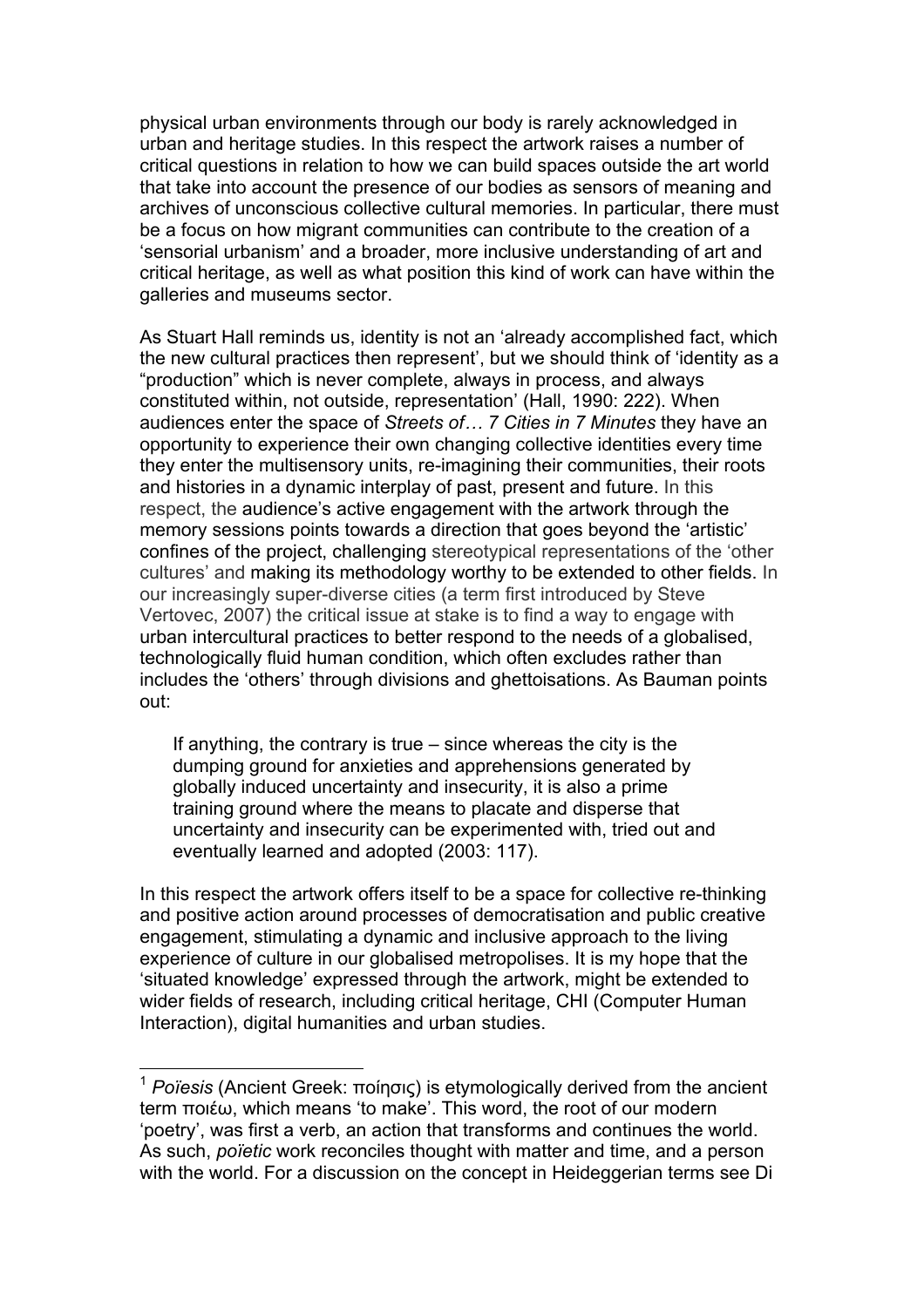physical urban environments through our body is rarely acknowledged in urban and heritage studies. In this respect the artwork raises a number of critical questions in relation to how we can build spaces outside the art world that take into account the presence of our bodies as sensors of meaning and archives of unconscious collective cultural memories. In particular, there must be a focus on how migrant communities can contribute to the creation of a 'sensorial urbanism' and a broader, more inclusive understanding of art and critical heritage, as well as what position this kind of work can have within the galleries and museums sector.

As Stuart Hall reminds us, identity is not an 'already accomplished fact, which the new cultural practices then represent', but we should think of 'identity as a "production" which is never complete, always in process, and always constituted within, not outside, representation' (Hall, 1990: 222). When audiences enter the space of *Streets of… 7 Cities in 7 Minutes* they have an opportunity to experience their own changing collective identities every time they enter the multisensory units, re-imagining their communities, their roots and histories in a dynamic interplay of past, present and future. In this respect, the audience's active engagement with the artwork through the memory sessions points towards a direction that goes beyond the 'artistic' confines of the project, challenging stereotypical representations of the 'other cultures' and making its methodology worthy to be extended to other fields. In our increasingly super-diverse cities (a term first introduced by Steve Vertovec, 2007) the critical issue at stake is to find a way to engage with urban intercultural practices to better respond to the needs of a globalised, technologically fluid human condition, which often excludes rather than includes the 'others' through divisions and ghettoisations. As Bauman points out:

> If anything, the contrary is true – since whereas the city is the dumping ground for anxieties and apprehensions generated by globally induced uncertainty and insecurity, it is also a prime training ground where the means to placate and disperse that uncertainty and insecurity can be experimented with, tried out and eventually learned and adopted (2003: 117).

In this respect the artwork offers itself to be a space for collective re-thinking and positive action around processes of democratisation and public creative engagement, stimulating a dynamic and inclusive approach to the living experience of culture in our globalised metropolises. It is my hope that the 'situated knowledge' expressed through the artwork, might be extended to wider fields of research, including critical heritage, CHI (Computer Human Interaction), digital humanities and urban studies.

---

[1] *Poïesis* (Ancient Greek: ποίησις) is etymologically derived from the ancient term ποιέω, which means 'to make'. This word, the root of our modern 'poetry', was first a verb, an action that transforms and continues the world. As such, *poïetic* work reconciles thought with matter and time, and a person with the world. For a discussion on the concept in Heideggerian terms see Di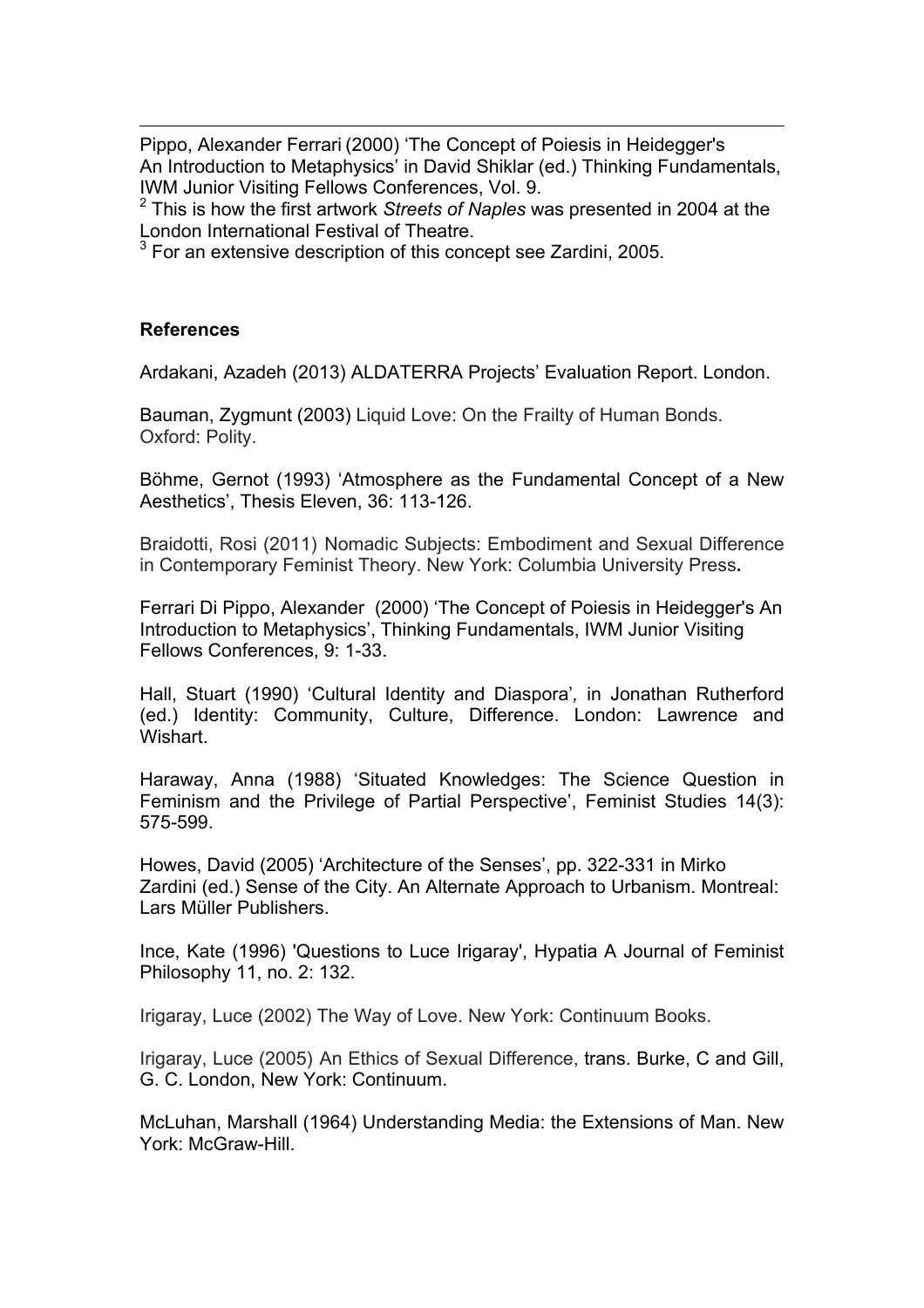Pippo, Alexander Ferrari (2000) 'The Concept of Poiesis in Heidegger's An Introduction to Metaphysics' in David Shiklar (ed.) Thinking Fundamentals, IWM Junior Visiting Fellows Conferences, Vol. 9.

[2] This is how the first artwork *Streets of Naples* was presented in 2004 at the London International Festival of Theatre.

[3] For an extensive description of this concept see Zardini, 2005.

**References**

Ardakani, Azadeh (2013) ALDATERRA Projects' Evaluation Report. London.

Bauman, Zygmunt (2003) Liquid Love: On the Frailty of Human Bonds. Oxford: Polity.

Böhme, Gernot (1993) 'Atmosphere as the Fundamental Concept of a New Aesthetics', Thesis Eleven, 36: 113-126.

Braidotti, Rosi (2011) Nomadic Subjects: Embodiment and Sexual Difference in Contemporary Feminist Theory. New York: Columbia University Press.

Ferrari Di Pippo, Alexander (2000) 'The Concept of Poiesis in Heidegger's An Introduction to Metaphysics', Thinking Fundamentals, IWM Junior Visiting Fellows Conferences, 9: 1-33.

Hall, Stuart (1990) 'Cultural Identity and Diaspora', in Jonathan Rutherford (ed.) Identity: Community, Culture, Difference. London: Lawrence and Wishart.

Haraway, Anna (1988) 'Situated Knowledges: The Science Question in Feminism and the Privilege of Partial Perspective', Feminist Studies 14(3): 575-599.

Howes, David (2005) 'Architecture of the Senses', pp. 322-331 in Mirko Zardini (ed.) Sense of the City. An Alternate Approach to Urbanism. Montreal: Lars Müller Publishers.

Ince, Kate (1996) 'Questions to Luce Irigaray', Hypatia A Journal of Feminist Philosophy 11, no. 2: 132.

Irigaray, Luce (2002) The Way of Love. New York: Continuum Books.

Irigaray, Luce (2005) An Ethics of Sexual Difference, trans. Burke, C and Gill, G. C. London, New York: Continuum.

McLuhan, Marshall (1964) Understanding Media: the Extensions of Man. New York: McGraw-Hill.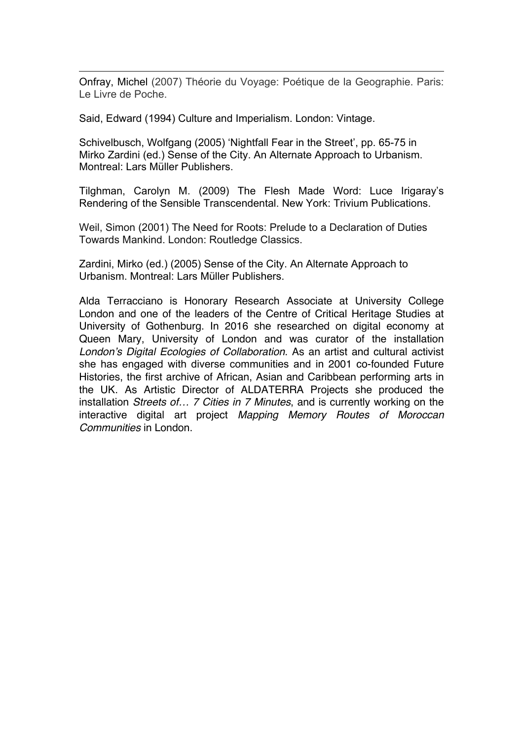Onfray, Michel (2007) Théorie du Voyage: Poétique de la Geographie. Paris: Le Livre de Poche.

Said, Edward (1994) Culture and Imperialism. London: Vintage.

Schivelbusch, Wolfgang (2005) 'Nightfall Fear in the Street', pp. 65-75 in Mirko Zardini (ed.) Sense of the City. An Alternate Approach to Urbanism. Montreal: Lars Müller Publishers.

Tilghman, Carolyn M. (2009) The Flesh Made Word: Luce Irigaray's Rendering of the Sensible Transcendental. New York: Trivium Publications.

Weil, Simon (2001) The Need for Roots: Prelude to a Declaration of Duties Towards Mankind. London: Routledge Classics.

Zardini, Mirko (ed.) (2005) Sense of the City. An Alternate Approach to Urbanism. Montreal: Lars Müller Publishers.

Alda Terracciano is Honorary Research Associate at University College London and one of the leaders of the Centre of Critical Heritage Studies at University of Gothenburg. In 2016 she researched on digital economy at Queen Mary, University of London and was curator of the installation *London's Digital Ecologies of Collaboration*. As an artist and cultural activist she has engaged with diverse communities and in 2001 co-founded Future Histories, the first archive of African, Asian and Caribbean performing arts in the UK. As Artistic Director of ALDATERRA Projects she produced the installation *Streets of… 7 Cities in 7 Minutes*, and is currently working on the interactive digital art project *Mapping Memory Routes of Moroccan Communities* in London.